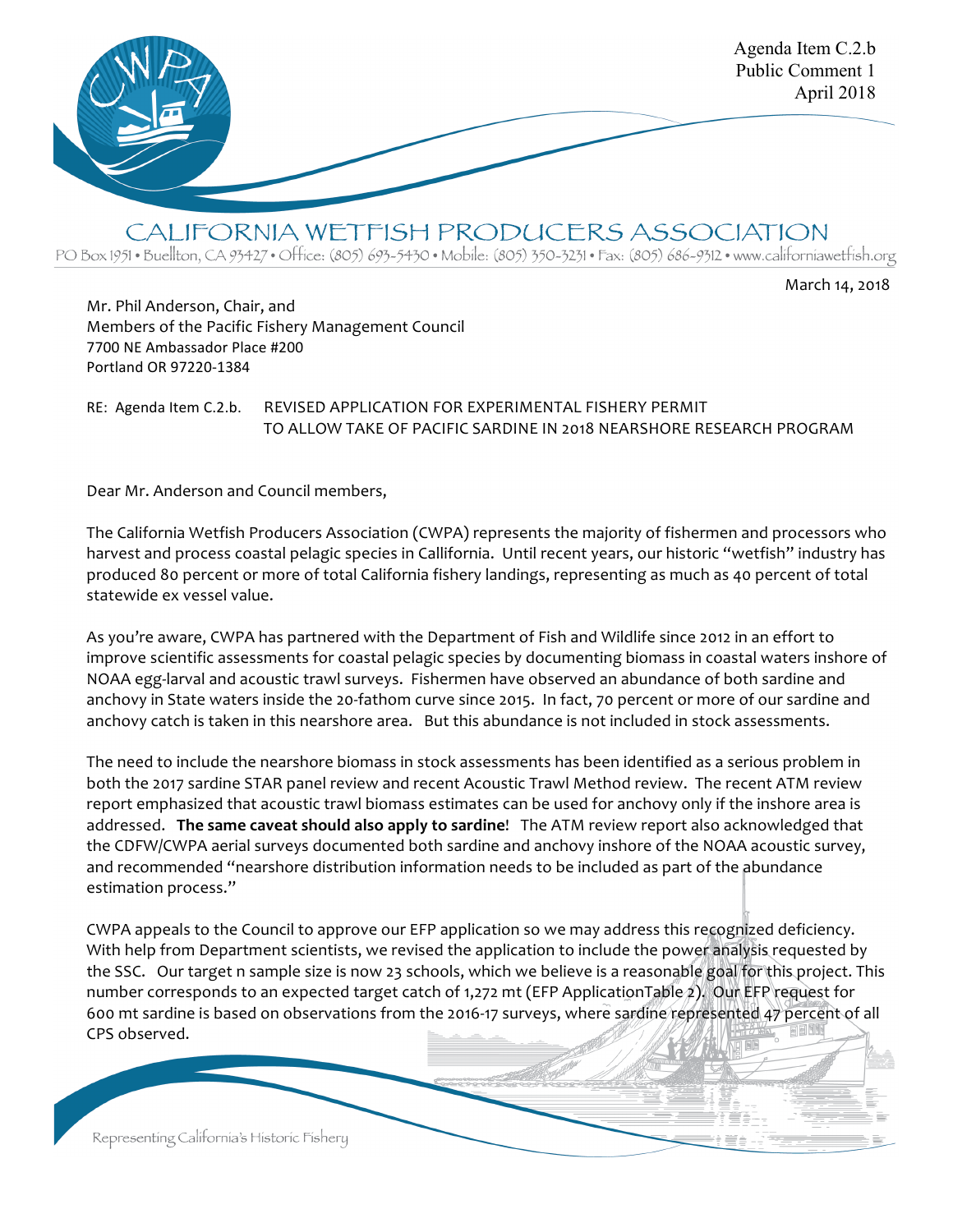Agenda Item C.2.b
Public Comment 1
April 2018

# CALIFORNIA WETFISH PRODUCERS ASSOCIATION

PO Box 1951 • Buellton, CA 93427 • Office: (805) 693-5430 • Mobile: (805) 350-3231 • Fax: (805) 686-9312 • www.californiawetfish.org

March 14, 2018

Mr. Phil Anderson, Chair, and
Members of the Pacific Fishery Management Council
7700 NE Ambassador Place #200
Portland OR 97220-1384

RE: Agenda Item C.2.b. REVISED APPLICATION FOR EXPERIMENTAL FISHERY PERMIT TO ALLOW TAKE OF PACIFIC SARDINE IN 2018 NEARSHORE RESEARCH PROGRAM

Dear Mr. Anderson and Council members,

The California Wetfish Producers Association (CWPA) represents the majority of fishermen and processors who harvest and process coastal pelagic species in California. Until recent years, our historic "wetfish" industry has produced 80 percent or more of total California fishery landings, representing as much as 40 percent of total statewide ex vessel value.

As you're aware, CWPA has partnered with the Department of Fish and Wildlife since 2012 in an effort to improve scientific assessments for coastal pelagic species by documenting biomass in coastal waters inshore of NOAA egg-larval and acoustic trawl surveys. Fishermen have observed an abundance of both sardine and anchovy in State waters inside the 20-fathom curve since 2015. In fact, 70 percent or more of our sardine and anchovy catch is taken in this nearshore area. But this abundance is not included in stock assessments.

The need to include the nearshore biomass in stock assessments has been identified as a serious problem in both the 2017 sardine STAR panel review and recent Acoustic Trawl Method review. The recent ATM review report emphasized that acoustic trawl biomass estimates can be used for anchovy only if the inshore area is addressed. **The same caveat should also apply to sardine!** The ATM review report also acknowledged that the CDFW/CWPA aerial surveys documented both sardine and anchovy inshore of the NOAA acoustic survey, and recommended "nearshore distribution information needs to be included as part of the abundance estimation process."

CWPA appeals to the Council to approve our EFP application so we may address this recognized deficiency. With help from Department scientists, we revised the application to include the power analysis requested by the SSC. Our target n sample size is now 23 schools, which we believe is a reasonable goal for this project. This number corresponds to an expected target catch of 1,272 mt (EFP ApplicationTable 2). Our EFP request for 600 mt sardine is based on observations from the 2016-17 surveys, where sardine represented 47 percent of all CPS observed.

Representing California's Historic Fishery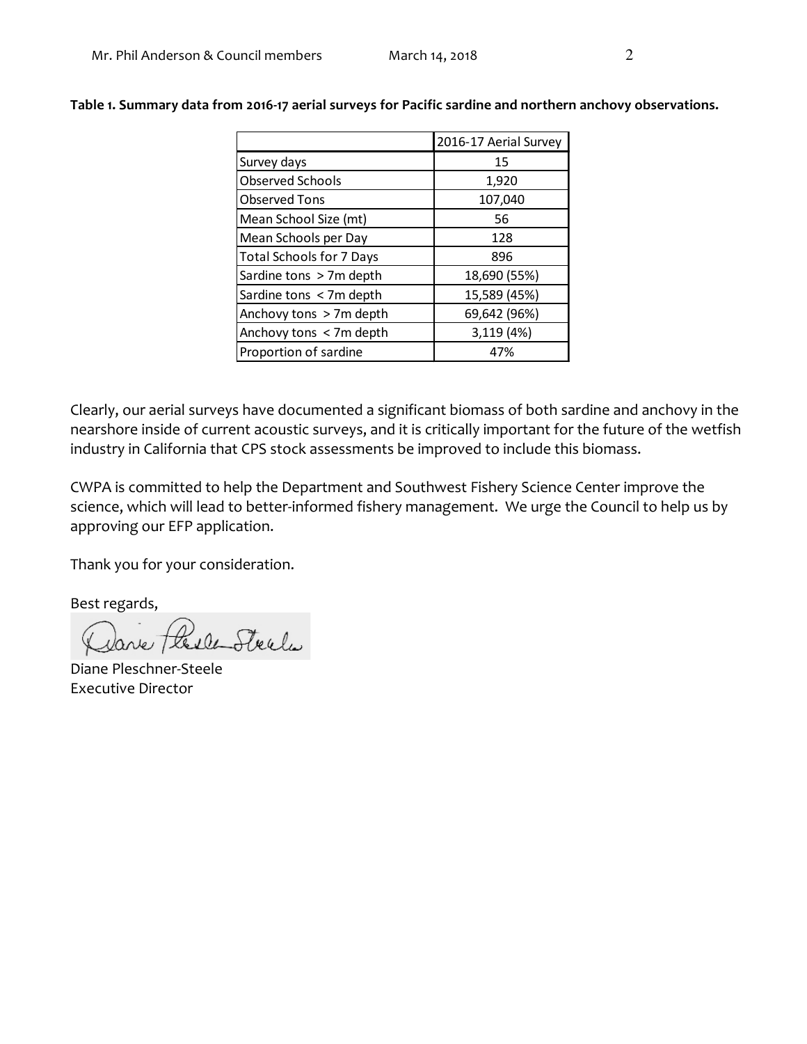**Table 1. Summary data from 2016-17 aerial surveys for Pacific sardine and northern anchovy observations.**

| | 2016-17 Aerial Survey |
|---|---|
| Survey days | 15 |
| Observed Schools | 1,920 |
| Observed Tons | 107,040 |
| Mean School Size (mt) | 56 |
| Mean Schools per Day | 128 |
| Total Schools for 7 Days | 896 |
| Sardine tons > 7m depth | 18,690 (55%) |
| Sardine tons < 7m depth | 15,589 (45%) |
| Anchovy tons > 7m depth | 69,642 (96%) |
| Anchovy tons < 7m depth | 3,119 (4%) |
| Proportion of sardine | 47% |

Clearly, our aerial surveys have documented a significant biomass of both sardine and anchovy in the nearshore inside of current acoustic surveys, and it is critically important for the future of the wetfish industry in California that CPS stock assessments be improved to include this biomass.

CWPA is committed to help the Department and Southwest Fishery Science Center improve the science, which will lead to better-informed fishery management. We urge the Council to help us by approving our EFP application.

Thank you for your consideration.

Best regards,

Diane Pleschner-Steele
Executive Director